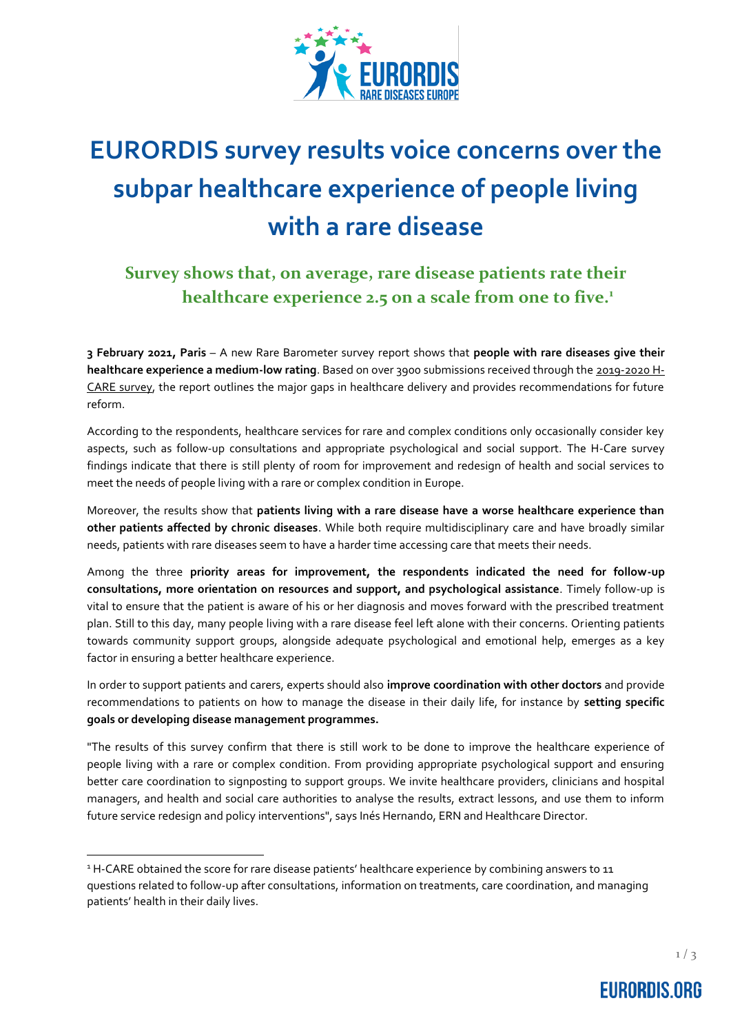# EURORDIS survey results voice concerns over the subpar healthcare experience of people living with a rare disease

## Survey shows that, on average, rare disease patients rate their healthcare experience 2.5 on a scale from one to five.[1]

**3 February 2021, Paris** – A new Rare Barometer survey report shows that **people with rare diseases give their healthcare experience a medium-low rating**. Based on over 3900 submissions received through the 2019-2020 H-CARE survey, the report outlines the major gaps in healthcare delivery and provides recommendations for future reform.

According to the respondents, healthcare services for rare and complex conditions only occasionally consider key aspects, such as follow-up consultations and appropriate psychological and social support. The H-Care survey findings indicate that there is still plenty of room for improvement and redesign of health and social services to meet the needs of people living with a rare or complex condition in Europe.

Moreover, the results show that **patients living with a rare disease have a worse healthcare experience than other patients affected by chronic diseases**. While both require multidisciplinary care and have broadly similar needs, patients with rare diseases seem to have a harder time accessing care that meets their needs.

Among the three **priority areas for improvement, the respondents indicated the need for follow-up consultations, more orientation on resources and support, and psychological assistance**. Timely follow-up is vital to ensure that the patient is aware of his or her diagnosis and moves forward with the prescribed treatment plan. Still to this day, many people living with a rare disease feel left alone with their concerns. Orienting patients towards community support groups, alongside adequate psychological and emotional help, emerges as a key factor in ensuring a better healthcare experience.

In order to support patients and carers, experts should also **improve coordination with other doctors** and provide recommendations to patients on how to manage the disease in their daily life, for instance by **setting specific goals or developing disease management programmes.**

"The results of this survey confirm that there is still work to be done to improve the healthcare experience of people living with a rare or complex condition. From providing appropriate psychological support and ensuring better care coordination to signposting to support groups. We invite healthcare providers, clinicians and hospital managers, and health and social care authorities to analyse the results, extract lessons, and use them to inform future service redesign and policy interventions", says Inés Hernando, ERN and Healthcare Director.

---

[1] H-CARE obtained the score for rare disease patients' healthcare experience by combining answers to 11 questions related to follow-up after consultations, information on treatments, care coordination, and managing patients' health in their daily lives.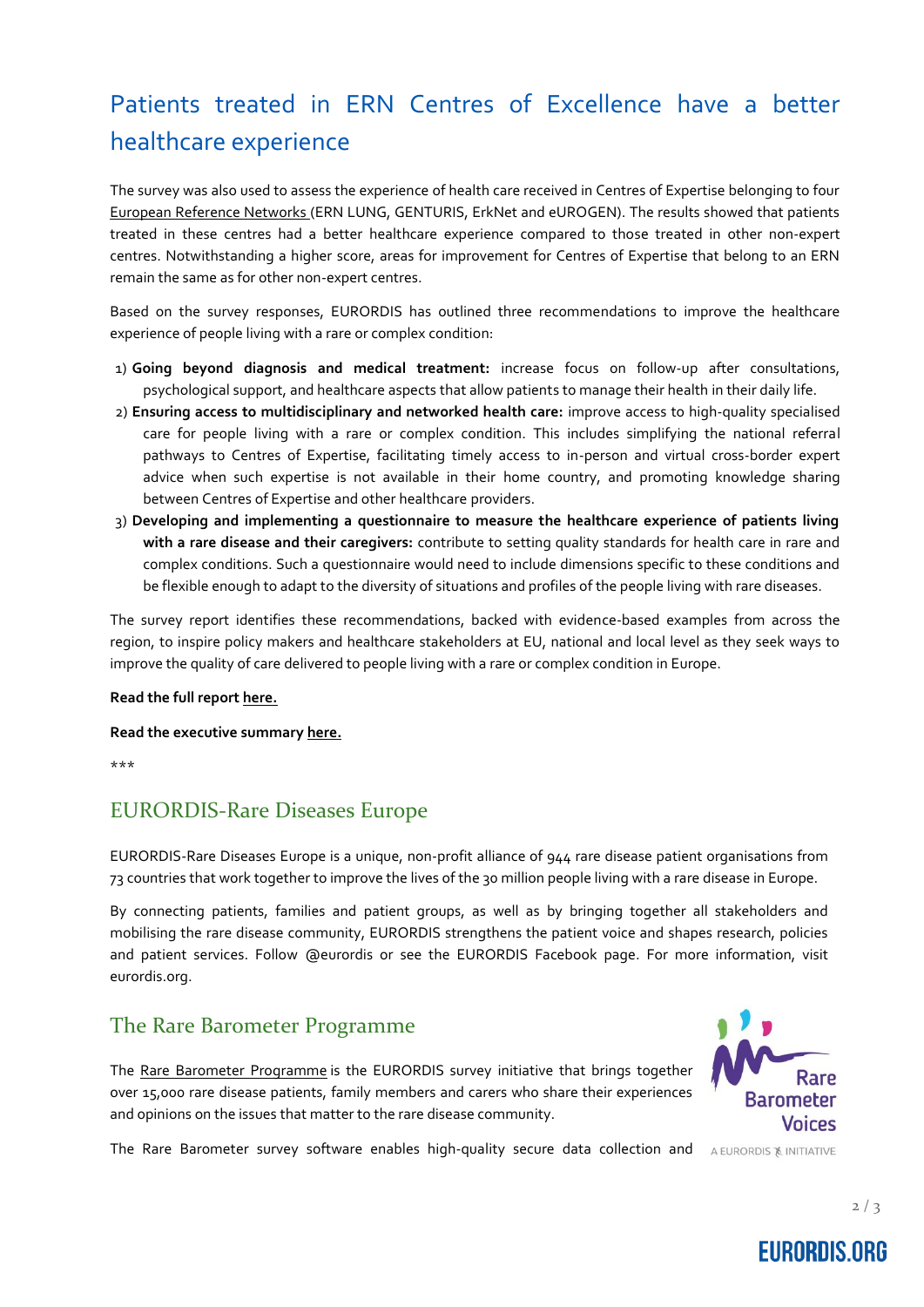## Patients treated in ERN Centres of Excellence have a better healthcare experience

The survey was also used to assess the experience of health care received in Centres of Expertise belonging to four European Reference Networks (ERN LUNG, GENTURIS, ErkNet and eUROGEN). The results showed that patients treated in these centres had a better healthcare experience compared to those treated in other non-expert centres. Notwithstanding a higher score, areas for improvement for Centres of Expertise that belong to an ERN remain the same as for other non-expert centres.

Based on the survey responses, EURORDIS has outlined three recommendations to improve the healthcare experience of people living with a rare or complex condition:

1) **Going beyond diagnosis and medical treatment:** increase focus on follow-up after consultations, psychological support, and healthcare aspects that allow patients to manage their health in their daily life.
2) **Ensuring access to multidisciplinary and networked health care:** improve access to high-quality specialised care for people living with a rare or complex condition. This includes simplifying the national referral pathways to Centres of Expertise, facilitating timely access to in-person and virtual cross-border expert advice when such expertise is not available in their home country, and promoting knowledge sharing between Centres of Expertise and other healthcare providers.
3) **Developing and implementing a questionnaire to measure the healthcare experience of patients living with a rare disease and their caregivers:** contribute to setting quality standards for health care in rare and complex conditions. Such a questionnaire would need to include dimensions specific to these conditions and be flexible enough to adapt to the diversity of situations and profiles of the people living with rare diseases.

The survey report identifies these recommendations, backed with evidence-based examples from across the region, to inspire policy makers and healthcare stakeholders at EU, national and local level as they seek ways to improve the quality of care delivered to people living with a rare or complex condition in Europe.

**Read the full report here.**

**Read the executive summary here.**

***

## EURORDIS-Rare Diseases Europe

EURORDIS-Rare Diseases Europe is a unique, non-profit alliance of 944 rare disease patient organisations from 73 countries that work together to improve the lives of the 30 million people living with a rare disease in Europe.

By connecting patients, families and patient groups, as well as by bringing together all stakeholders and mobilising the rare disease community, EURORDIS strengthens the patient voice and shapes research, policies and patient services. Follow @eurordis or see the EURORDIS Facebook page. For more information, visit eurordis.org.

## The Rare Barometer Programme

The Rare Barometer Programme is the EURORDIS survey initiative that brings together over 15,000 rare disease patients, family members and carers who share their experiences and opinions on the issues that matter to the rare disease community.

The Rare Barometer survey software enables high-quality secure data collection and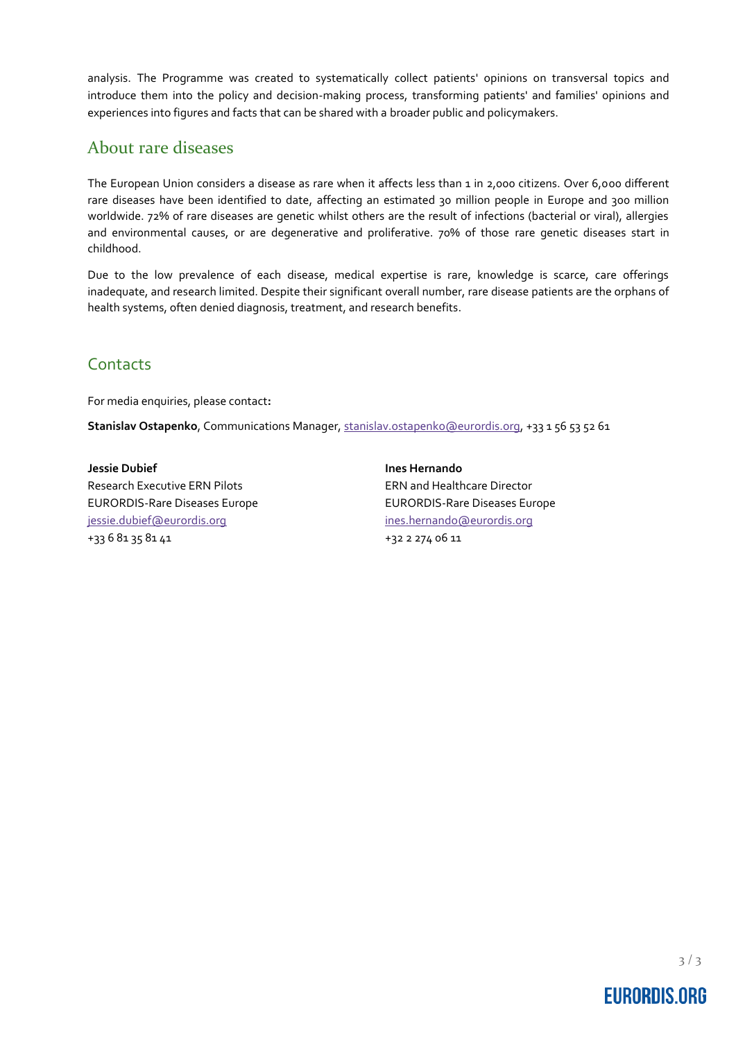analysis. The Programme was created to systematically collect patients' opinions on transversal topics and introduce them into the policy and decision-making process, transforming patients' and families' opinions and experiences into figures and facts that can be shared with a broader public and policymakers.

## About rare diseases

The European Union considers a disease as rare when it affects less than 1 in 2,000 citizens. Over 6,000 different rare diseases have been identified to date, affecting an estimated 30 million people in Europe and 300 million worldwide. 72% of rare diseases are genetic whilst others are the result of infections (bacterial or viral), allergies and environmental causes, or are degenerative and proliferative. 70% of those rare genetic diseases start in childhood.

Due to the low prevalence of each disease, medical expertise is rare, knowledge is scarce, care offerings inadequate, and research limited. Despite their significant overall number, rare disease patients are the orphans of health systems, often denied diagnosis, treatment, and research benefits.

## Contacts

For media enquiries, please contact**:**

**Stanislav Ostapenko**, Communications Manager, stanislav.ostapenko@eurordis.org, +33 1 56 53 52 61

**Jessie Dubief**
Research Executive ERN Pilots
EURORDIS-Rare Diseases Europe
jessie.dubief@eurordis.org
+33 6 81 35 81 41

**Ines Hernando**
ERN and Healthcare Director
EURORDIS-Rare Diseases Europe
ines.hernando@eurordis.org
+32 2 274 06 11

EURORDIS.ORG